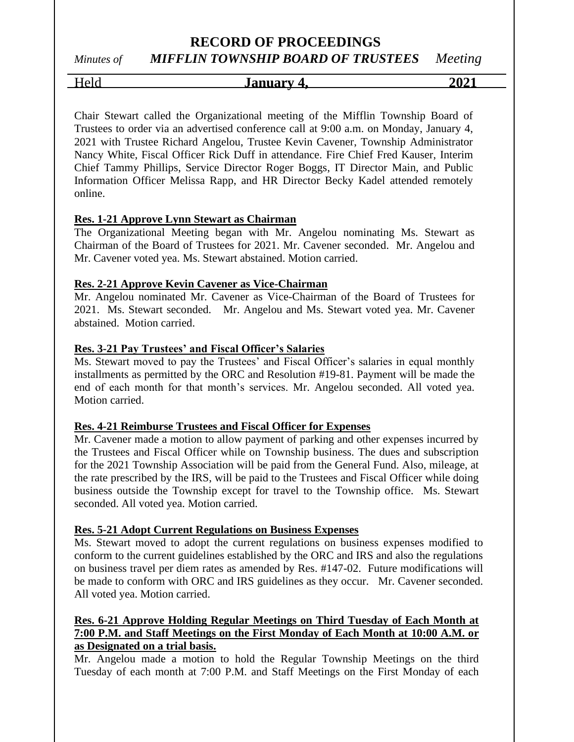# RECORD OF PROCEEDINGS

*Minutes of* ***MIFFLIN TOWNSHIP BOARD OF TRUSTEES*** *Meeting*

Held **January 4, 2021**

Chair Stewart called the Organizational meeting of the Mifflin Township Board of Trustees to order via an advertised conference call at 9:00 a.m. on Monday, January 4, 2021 with Trustee Richard Angelou, Trustee Kevin Cavener, Township Administrator Nancy White, Fiscal Officer Rick Duff in attendance. Fire Chief Fred Kauser, Interim Chief Tammy Phillips, Service Director Roger Boggs, IT Director Main, and Public Information Officer Melissa Rapp, and HR Director Becky Kadel attended remotely online.

**Res. 1-21 Approve Lynn Stewart as Chairman**

The Organizational Meeting began with Mr. Angelou nominating Ms. Stewart as Chairman of the Board of Trustees for 2021. Mr. Cavener seconded. Mr. Angelou and Mr. Cavener voted yea. Ms. Stewart abstained. Motion carried.

**Res. 2-21 Approve Kevin Cavener as Vice-Chairman**

Mr. Angelou nominated Mr. Cavener as Vice-Chairman of the Board of Trustees for 2021. Ms. Stewart seconded. Mr. Angelou and Ms. Stewart voted yea. Mr. Cavener abstained. Motion carried.

**Res. 3-21 Pay Trustees' and Fiscal Officer's Salaries**

Ms. Stewart moved to pay the Trustees' and Fiscal Officer's salaries in equal monthly installments as permitted by the ORC and Resolution #19-81. Payment will be made the end of each month for that month's services. Mr. Angelou seconded. All voted yea. Motion carried.

**Res. 4-21 Reimburse Trustees and Fiscal Officer for Expenses**

Mr. Cavener made a motion to allow payment of parking and other expenses incurred by the Trustees and Fiscal Officer while on Township business. The dues and subscription for the 2021 Township Association will be paid from the General Fund. Also, mileage, at the rate prescribed by the IRS, will be paid to the Trustees and Fiscal Officer while doing business outside the Township except for travel to the Township office. Ms. Stewart seconded. All voted yea. Motion carried.

**Res. 5-21 Adopt Current Regulations on Business Expenses**

Ms. Stewart moved to adopt the current regulations on business expenses modified to conform to the current guidelines established by the ORC and IRS and also the regulations on business travel per diem rates as amended by Res. #147-02. Future modifications will be made to conform with ORC and IRS guidelines as they occur. Mr. Cavener seconded. All voted yea. Motion carried.

**Res. 6-21 Approve Holding Regular Meetings on Third Tuesday of Each Month at 7:00 P.M. and Staff Meetings on the First Monday of Each Month at 10:00 A.M. or as Designated on a trial basis.**

Mr. Angelou made a motion to hold the Regular Township Meetings on the third Tuesday of each month at 7:00 P.M. and Staff Meetings on the First Monday of each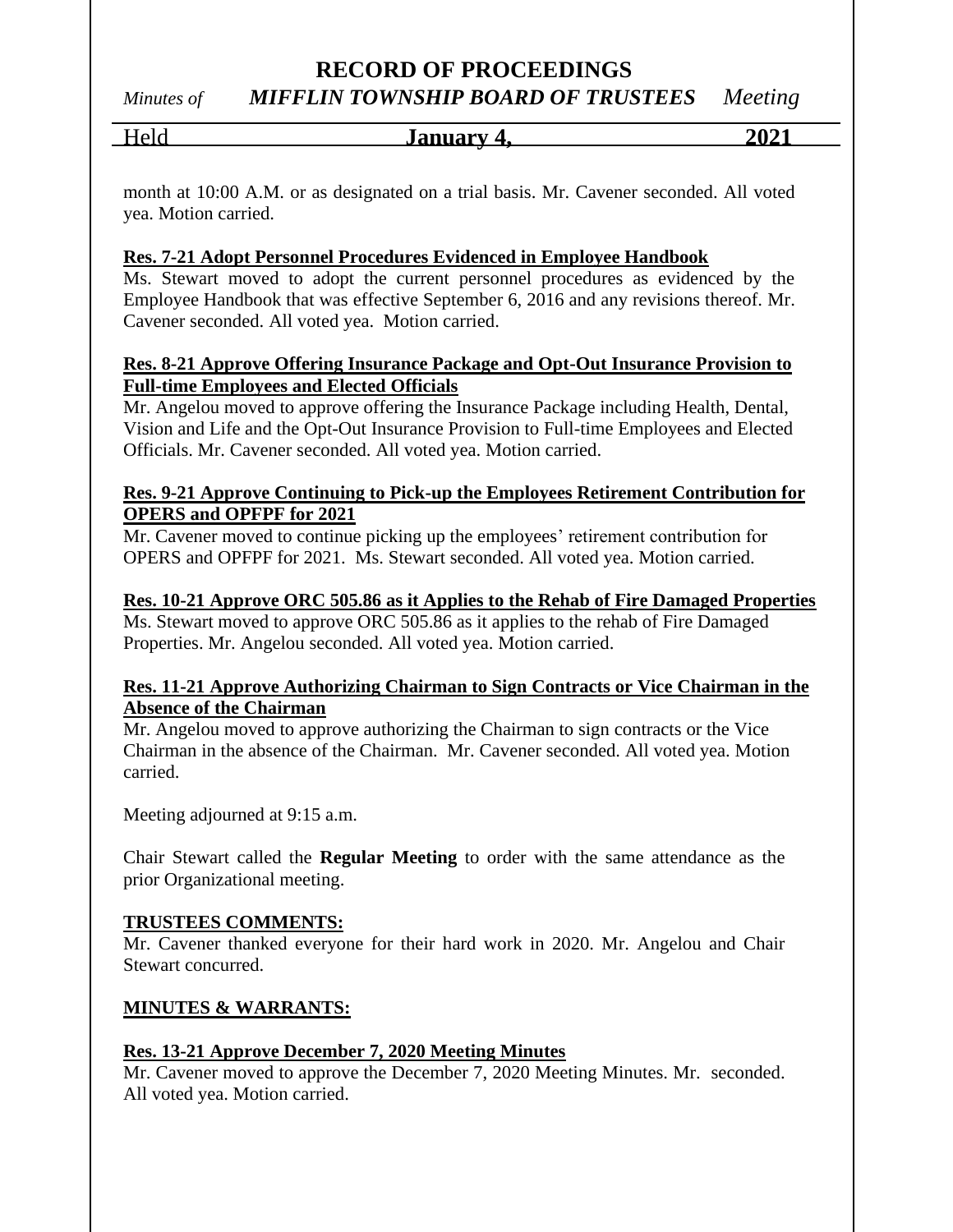month at 10:00 A.M. or as designated on a trial basis. Mr. Cavener seconded. All voted yea. Motion carried.

**Res. 7-21 Adopt Personnel Procedures Evidenced in Employee Handbook**

Ms. Stewart moved to adopt the current personnel procedures as evidenced by the Employee Handbook that was effective September 6, 2016 and any revisions thereof. Mr. Cavener seconded. All voted yea. Motion carried.

**Res. 8-21 Approve Offering Insurance Package and Opt-Out Insurance Provision to Full-time Employees and Elected Officials**

Mr. Angelou moved to approve offering the Insurance Package including Health, Dental, Vision and Life and the Opt-Out Insurance Provision to Full-time Employees and Elected Officials. Mr. Cavener seconded. All voted yea. Motion carried.

**Res. 9-21 Approve Continuing to Pick-up the Employees Retirement Contribution for OPERS and OPFPF for 2021**

Mr. Cavener moved to continue picking up the employees' retirement contribution for OPERS and OPFPF for 2021. Ms. Stewart seconded. All voted yea. Motion carried.

**Res. 10-21 Approve ORC 505.86 as it Applies to the Rehab of Fire Damaged Properties**

Ms. Stewart moved to approve ORC 505.86 as it applies to the rehab of Fire Damaged Properties. Mr. Angelou seconded. All voted yea. Motion carried.

**Res. 11-21 Approve Authorizing Chairman to Sign Contracts or Vice Chairman in the Absence of the Chairman**

Mr. Angelou moved to approve authorizing the Chairman to sign contracts or the Vice Chairman in the absence of the Chairman. Mr. Cavener seconded. All voted yea. Motion carried.

Meeting adjourned at 9:15 a.m.

Chair Stewart called the **Regular Meeting** to order with the same attendance as the prior Organizational meeting.

**TRUSTEES COMMENTS:**

Mr. Cavener thanked everyone for their hard work in 2020. Mr. Angelou and Chair Stewart concurred.

**MINUTES & WARRANTS:**

**Res. 13-21 Approve December 7, 2020 Meeting Minutes**

Mr. Cavener moved to approve the December 7, 2020 Meeting Minutes. Mr. seconded. All voted yea. Motion carried.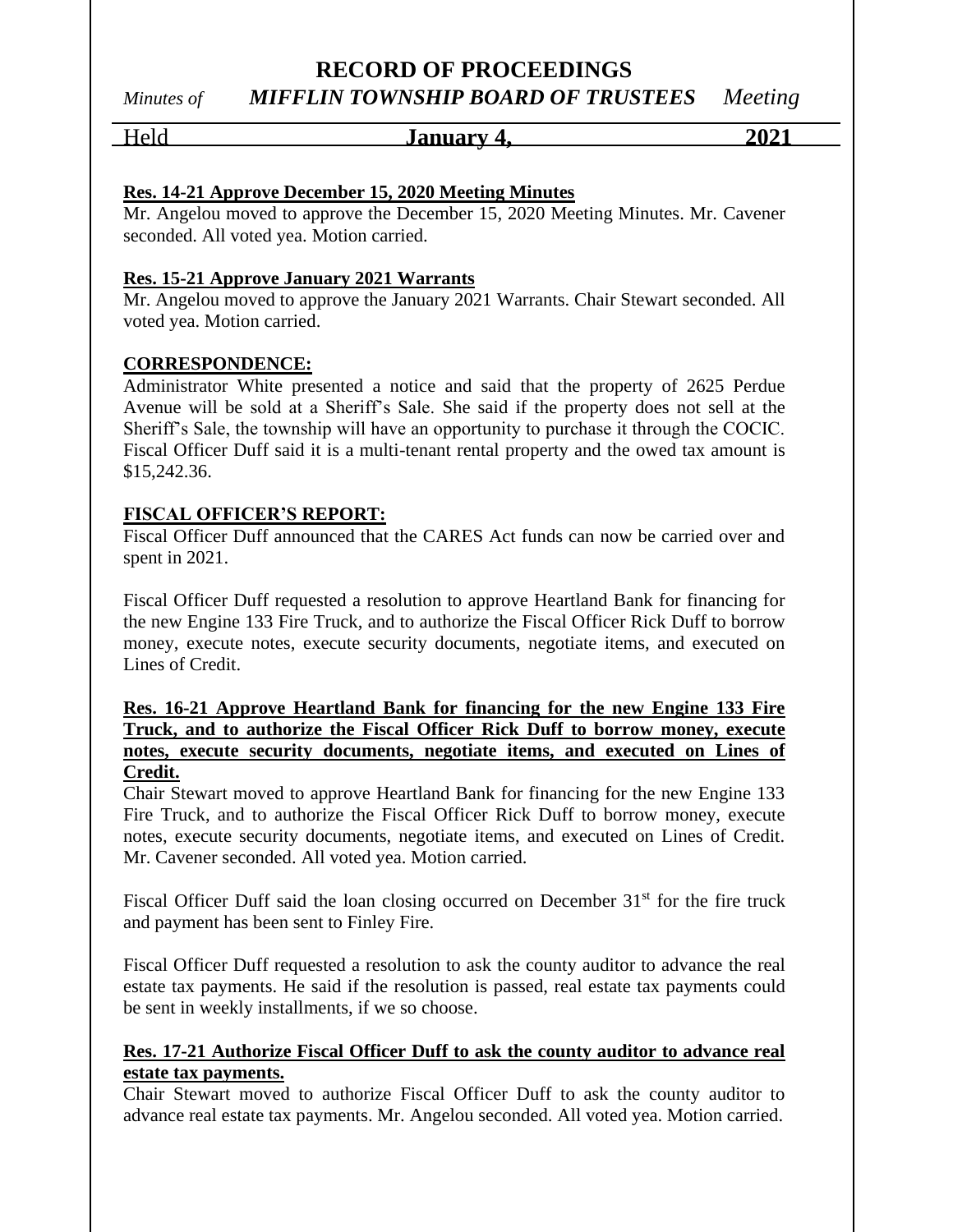**Res. 14-21 Approve December 15, 2020 Meeting Minutes**

Mr. Angelou moved to approve the December 15, 2020 Meeting Minutes. Mr. Cavener seconded. All voted yea. Motion carried.

**Res. 15-21 Approve January 2021 Warrants**

Mr. Angelou moved to approve the January 2021 Warrants. Chair Stewart seconded. All voted yea. Motion carried.

**CORRESPONDENCE:**

Administrator White presented a notice and said that the property of 2625 Perdue Avenue will be sold at a Sheriff's Sale. She said if the property does not sell at the Sheriff's Sale, the township will have an opportunity to purchase it through the COCIC. Fiscal Officer Duff said it is a multi-tenant rental property and the owed tax amount is $15,242.36.

**FISCAL OFFICER'S REPORT:**

Fiscal Officer Duff announced that the CARES Act funds can now be carried over and spent in 2021.

Fiscal Officer Duff requested a resolution to approve Heartland Bank for financing for the new Engine 133 Fire Truck, and to authorize the Fiscal Officer Rick Duff to borrow money, execute notes, execute security documents, negotiate items, and executed on Lines of Credit.

**Res. 16-21 Approve Heartland Bank for financing for the new Engine 133 Fire Truck, and to authorize the Fiscal Officer Rick Duff to borrow money, execute notes, execute security documents, negotiate items, and executed on Lines of Credit.**

Chair Stewart moved to approve Heartland Bank for financing for the new Engine 133 Fire Truck, and to authorize the Fiscal Officer Rick Duff to borrow money, execute notes, execute security documents, negotiate items, and executed on Lines of Credit. Mr. Cavener seconded. All voted yea. Motion carried.

Fiscal Officer Duff said the loan closing occurred on December 31st for the fire truck and payment has been sent to Finley Fire.

Fiscal Officer Duff requested a resolution to ask the county auditor to advance the real estate tax payments. He said if the resolution is passed, real estate tax payments could be sent in weekly installments, if we so choose.

**Res. 17-21 Authorize Fiscal Officer Duff to ask the county auditor to advance real estate tax payments.**

Chair Stewart moved to authorize Fiscal Officer Duff to ask the county auditor to advance real estate tax payments. Mr. Angelou seconded. All voted yea. Motion carried.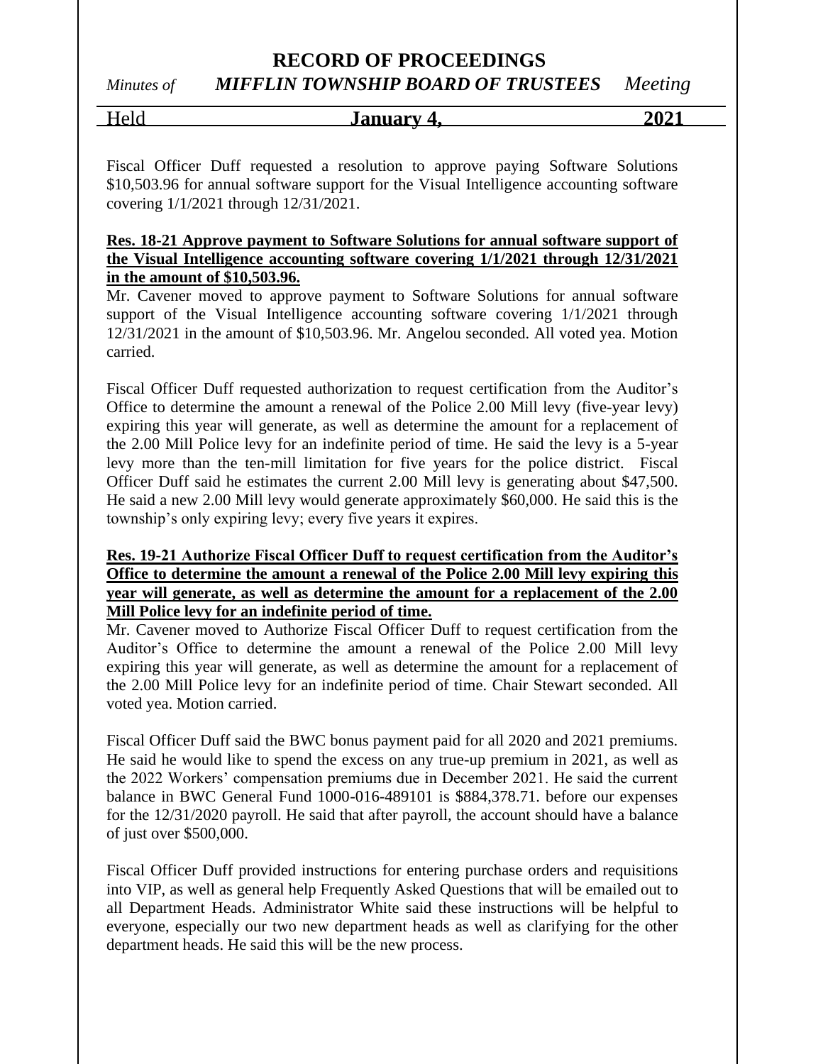Fiscal Officer Duff requested a resolution to approve paying Software Solutions $10,503.96 for annual software support for the Visual Intelligence accounting software covering 1/1/2021 through 12/31/2021.

**Res. 18-21 Approve payment to Software Solutions for annual software support of the Visual Intelligence accounting software covering 1/1/2021 through 12/31/2021 in the amount of $10,503.96.**

Mr. Cavener moved to approve payment to Software Solutions for annual software support of the Visual Intelligence accounting software covering 1/1/2021 through 12/31/2021 in the amount of $10,503.96. Mr. Angelou seconded. All voted yea. Motion carried.

Fiscal Officer Duff requested authorization to request certification from the Auditor's Office to determine the amount a renewal of the Police 2.00 Mill levy (five-year levy) expiring this year will generate, as well as determine the amount for a replacement of the 2.00 Mill Police levy for an indefinite period of time. He said the levy is a 5-year levy more than the ten-mill limitation for five years for the police district. Fiscal Officer Duff said he estimates the current 2.00 Mill levy is generating about $47,500. He said a new 2.00 Mill levy would generate approximately $60,000. He said this is the township's only expiring levy; every five years it expires.

**Res. 19-21 Authorize Fiscal Officer Duff to request certification from the Auditor's Office to determine the amount a renewal of the Police 2.00 Mill levy expiring this year will generate, as well as determine the amount for a replacement of the 2.00 Mill Police levy for an indefinite period of time.**

Mr. Cavener moved to Authorize Fiscal Officer Duff to request certification from the Auditor's Office to determine the amount a renewal of the Police 2.00 Mill levy expiring this year will generate, as well as determine the amount for a replacement of the 2.00 Mill Police levy for an indefinite period of time. Chair Stewart seconded. All voted yea. Motion carried.

Fiscal Officer Duff said the BWC bonus payment paid for all 2020 and 2021 premiums. He said he would like to spend the excess on any true-up premium in 2021, as well as the 2022 Workers' compensation premiums due in December 2021. He said the current balance in BWC General Fund 1000-016-489101 is $884,378.71. before our expenses for the 12/31/2020 payroll. He said that after payroll, the account should have a balance of just over $500,000.

Fiscal Officer Duff provided instructions for entering purchase orders and requisitions into VIP, as well as general help Frequently Asked Questions that will be emailed out to all Department Heads. Administrator White said these instructions will be helpful to everyone, especially our two new department heads as well as clarifying for the other department heads. He said this will be the new process.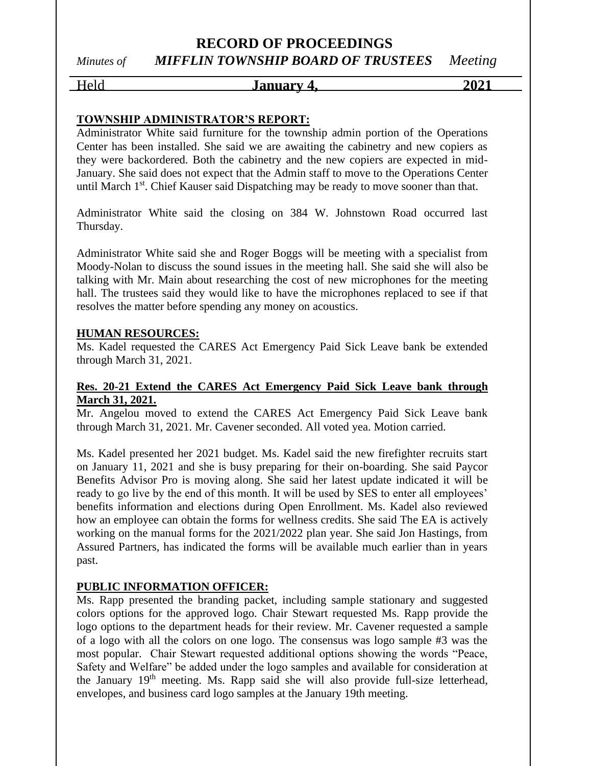## TOWNSHIP ADMINISTRATOR'S REPORT:

Administrator White said furniture for the township admin portion of the Operations Center has been installed. She said we are awaiting the cabinetry and new copiers as they were backordered. Both the cabinetry and the new copiers are expected in mid-January. She said does not expect that the Admin staff to move to the Operations Center until March 1st. Chief Kauser said Dispatching may be ready to move sooner than that.

Administrator White said the closing on 384 W. Johnstown Road occurred last Thursday.

Administrator White said she and Roger Boggs will be meeting with a specialist from Moody-Nolan to discuss the sound issues in the meeting hall. She said she will also be talking with Mr. Main about researching the cost of new microphones for the meeting hall. The trustees said they would like to have the microphones replaced to see if that resolves the matter before spending any money on acoustics.

## HUMAN RESOURCES:

Ms. Kadel requested the CARES Act Emergency Paid Sick Leave bank be extended through March 31, 2021.

**Res. 20-21 Extend the CARES Act Emergency Paid Sick Leave bank through March 31, 2021.**

Mr. Angelou moved to extend the CARES Act Emergency Paid Sick Leave bank through March 31, 2021. Mr. Cavener seconded. All voted yea. Motion carried.

Ms. Kadel presented her 2021 budget. Ms. Kadel said the new firefighter recruits start on January 11, 2021 and she is busy preparing for their on-boarding. She said Paycor Benefits Advisor Pro is moving along. She said her latest update indicated it will be ready to go live by the end of this month. It will be used by SES to enter all employees' benefits information and elections during Open Enrollment. Ms. Kadel also reviewed how an employee can obtain the forms for wellness credits. She said The EA is actively working on the manual forms for the 2021/2022 plan year. She said Jon Hastings, from Assured Partners, has indicated the forms will be available much earlier than in years past.

## PUBLIC INFORMATION OFFICER:

Ms. Rapp presented the branding packet, including sample stationary and suggested colors options for the approved logo. Chair Stewart requested Ms. Rapp provide the logo options to the department heads for their review. Mr. Cavener requested a sample of a logo with all the colors on one logo. The consensus was logo sample #3 was the most popular. Chair Stewart requested additional options showing the words "Peace, Safety and Welfare" be added under the logo samples and available for consideration at the January 19th meeting. Ms. Rapp said she will also provide full-size letterhead, envelopes, and business card logo samples at the January 19th meeting.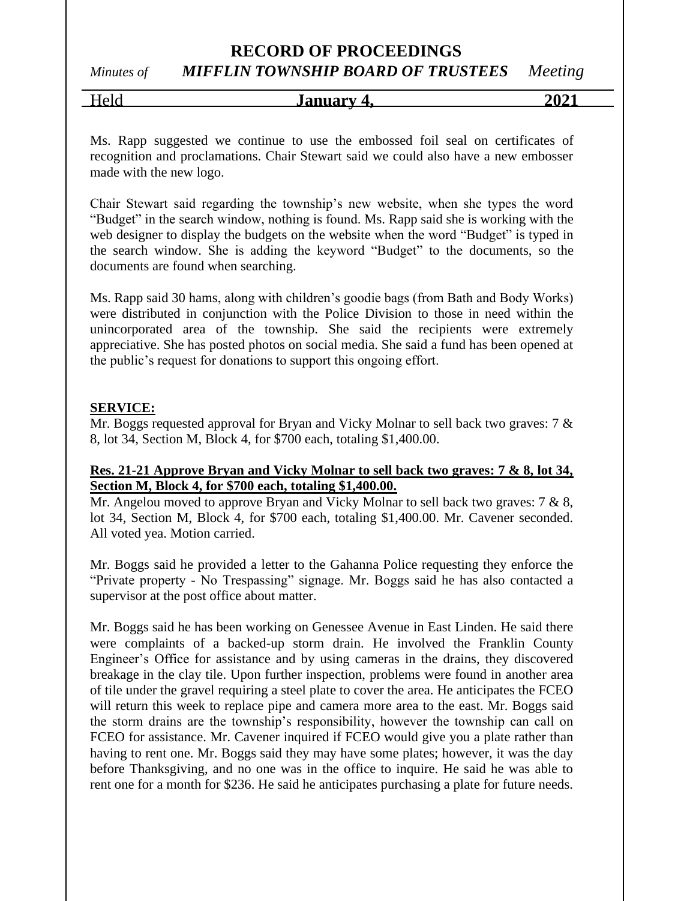Ms. Rapp suggested we continue to use the embossed foil seal on certificates of recognition and proclamations. Chair Stewart said we could also have a new embosser made with the new logo.

Chair Stewart said regarding the township's new website, when she types the word "Budget" in the search window, nothing is found. Ms. Rapp said she is working with the web designer to display the budgets on the website when the word "Budget" is typed in the search window. She is adding the keyword "Budget" to the documents, so the documents are found when searching.

Ms. Rapp said 30 hams, along with children's goodie bags (from Bath and Body Works) were distributed in conjunction with the Police Division to those in need within the unincorporated area of the township. She said the recipients were extremely appreciative. She has posted photos on social media. She said a fund has been opened at the public's request for donations to support this ongoing effort.

**SERVICE:**

Mr. Boggs requested approval for Bryan and Vicky Molnar to sell back two graves: 7 & 8, lot 34, Section M, Block 4, for $700 each, totaling $1,400.00.

**Res. 21-21 Approve Bryan and Vicky Molnar to sell back two graves: 7 & 8, lot 34, Section M, Block 4, for $700 each, totaling $1,400.00.**

Mr. Angelou moved to approve Bryan and Vicky Molnar to sell back two graves: 7 & 8, lot 34, Section M, Block 4, for $700 each, totaling $1,400.00. Mr. Cavener seconded. All voted yea. Motion carried.

Mr. Boggs said he provided a letter to the Gahanna Police requesting they enforce the "Private property - No Trespassing" signage. Mr. Boggs said he has also contacted a supervisor at the post office about matter.

Mr. Boggs said he has been working on Genessee Avenue in East Linden. He said there were complaints of a backed-up storm drain. He involved the Franklin County Engineer's Office for assistance and by using cameras in the drains, they discovered breakage in the clay tile. Upon further inspection, problems were found in another area of tile under the gravel requiring a steel plate to cover the area. He anticipates the FCEO will return this week to replace pipe and camera more area to the east. Mr. Boggs said the storm drains are the township's responsibility, however the township can call on FCEO for assistance. Mr. Cavener inquired if FCEO would give you a plate rather than having to rent one. Mr. Boggs said they may have some plates; however, it was the day before Thanksgiving, and no one was in the office to inquire. He said he was able to rent one for a month for $236. He said he anticipates purchasing a plate for future needs.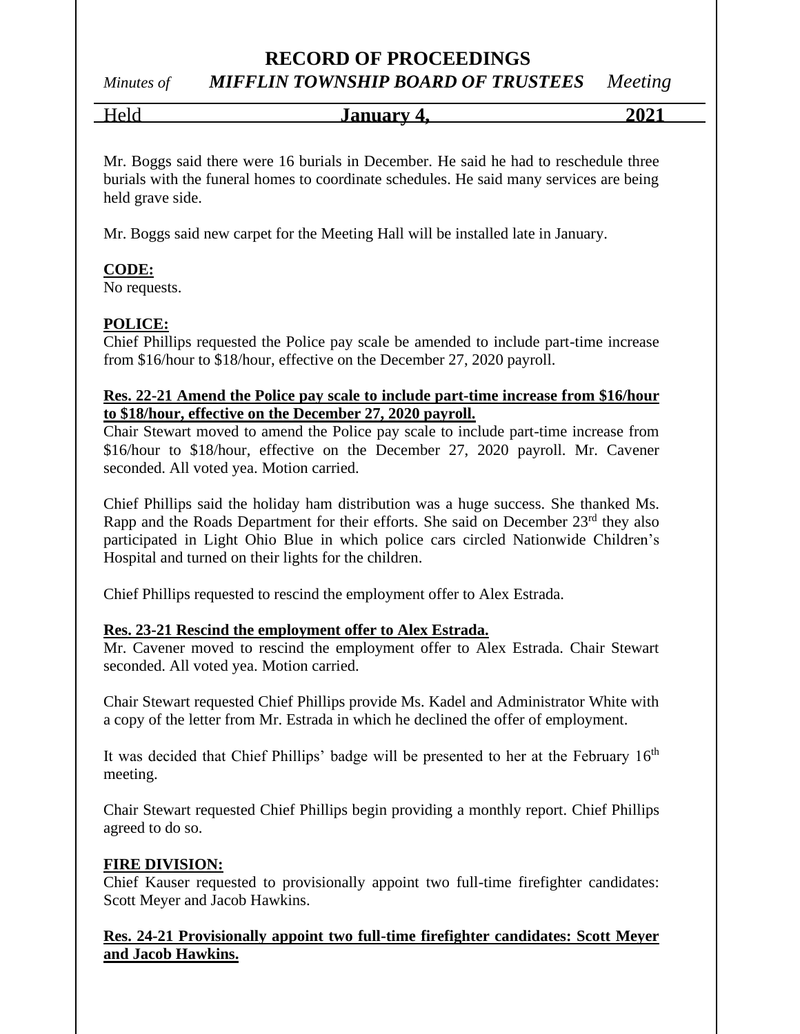Mr. Boggs said there were 16 burials in December. He said he had to reschedule three burials with the funeral homes to coordinate schedules. He said many services are being held grave side.

Mr. Boggs said new carpet for the Meeting Hall will be installed late in January.

**CODE:**
No requests.

**POLICE:**
Chief Phillips requested the Police pay scale be amended to include part-time increase from $16/hour to $18/hour, effective on the December 27, 2020 payroll.

**Res. 22-21 Amend the Police pay scale to include part-time increase from $16/hour to $18/hour, effective on the December 27, 2020 payroll.**
Chair Stewart moved to amend the Police pay scale to include part-time increase from $16/hour to $18/hour, effective on the December 27, 2020 payroll. Mr. Cavener seconded. All voted yea. Motion carried.

Chief Phillips said the holiday ham distribution was a huge success. She thanked Ms. Rapp and the Roads Department for their efforts. She said on December 23rd they also participated in Light Ohio Blue in which police cars circled Nationwide Children's Hospital and turned on their lights for the children.

Chief Phillips requested to rescind the employment offer to Alex Estrada.

**Res. 23-21 Rescind the employment offer to Alex Estrada.**
Mr. Cavener moved to rescind the employment offer to Alex Estrada. Chair Stewart seconded. All voted yea. Motion carried.

Chair Stewart requested Chief Phillips provide Ms. Kadel and Administrator White with a copy of the letter from Mr. Estrada in which he declined the offer of employment.

It was decided that Chief Phillips' badge will be presented to her at the February 16th meeting.

Chair Stewart requested Chief Phillips begin providing a monthly report. Chief Phillips agreed to do so.

**FIRE DIVISION:**
Chief Kauser requested to provisionally appoint two full-time firefighter candidates: Scott Meyer and Jacob Hawkins.

**Res. 24-21 Provisionally appoint two full-time firefighter candidates: Scott Meyer and Jacob Hawkins.**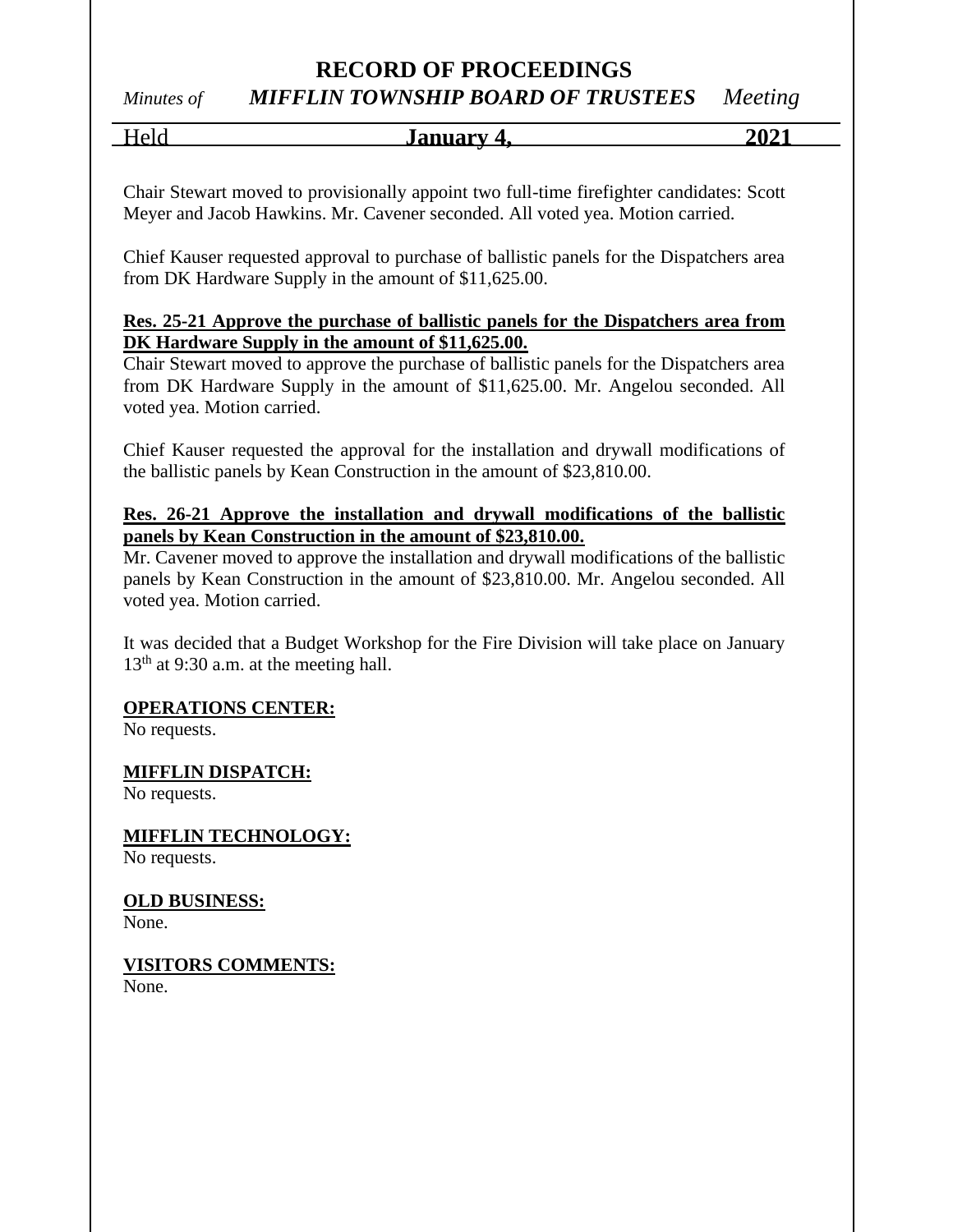Chair Stewart moved to provisionally appoint two full-time firefighter candidates: Scott Meyer and Jacob Hawkins. Mr. Cavener seconded. All voted yea. Motion carried.

Chief Kauser requested approval to purchase of ballistic panels for the Dispatchers area from DK Hardware Supply in the amount of $11,625.00.

**Res. 25-21 Approve the purchase of ballistic panels for the Dispatchers area from DK Hardware Supply in the amount of $11,625.00.**
Chair Stewart moved to approve the purchase of ballistic panels for the Dispatchers area from DK Hardware Supply in the amount of $11,625.00. Mr. Angelou seconded. All voted yea. Motion carried.

Chief Kauser requested the approval for the installation and drywall modifications of the ballistic panels by Kean Construction in the amount of $23,810.00.

**Res. 26-21 Approve the installation and drywall modifications of the ballistic panels by Kean Construction in the amount of $23,810.00.**
Mr. Cavener moved to approve the installation and drywall modifications of the ballistic panels by Kean Construction in the amount of $23,810.00. Mr. Angelou seconded. All voted yea. Motion carried.

It was decided that a Budget Workshop for the Fire Division will take place on January 13th at 9:30 a.m. at the meeting hall.

**OPERATIONS CENTER:**
No requests.

**MIFFLIN DISPATCH:**
No requests.

**MIFFLIN TECHNOLOGY:**
No requests.

**OLD BUSINESS:**
None.

**VISITORS COMMENTS:**
None.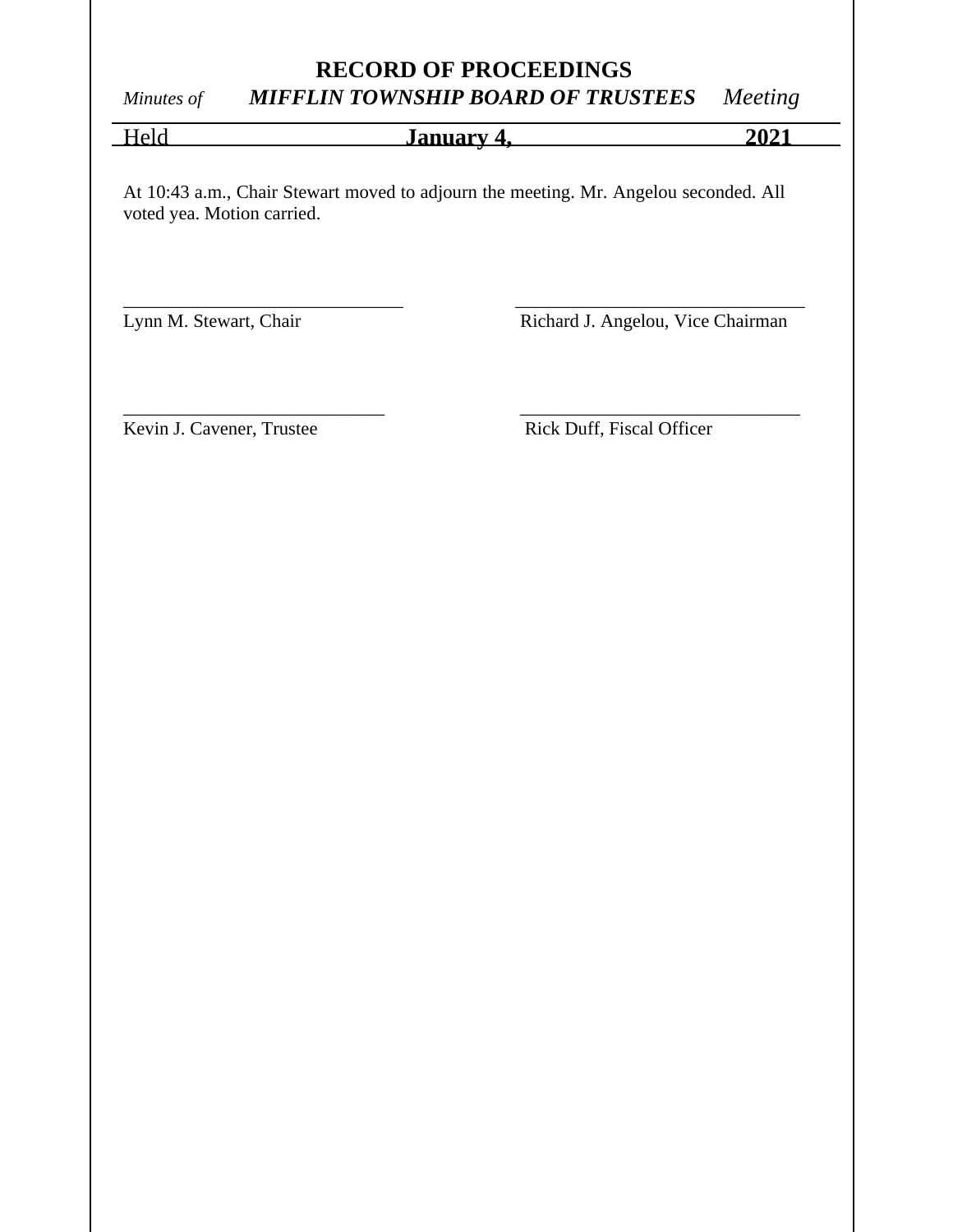At 10:43 a.m., Chair Stewart moved to adjourn the meeting. Mr. Angelou seconded. All voted yea. Motion carried.

| | |
|---|---|
| ______________________________ | ______________________________ |
| Lynn M. Stewart, Chair | Richard J. Angelou, Vice Chairman |
| ______________________________ | ______________________________ |
| Kevin J. Cavener, Trustee | Rick Duff, Fiscal Officer |